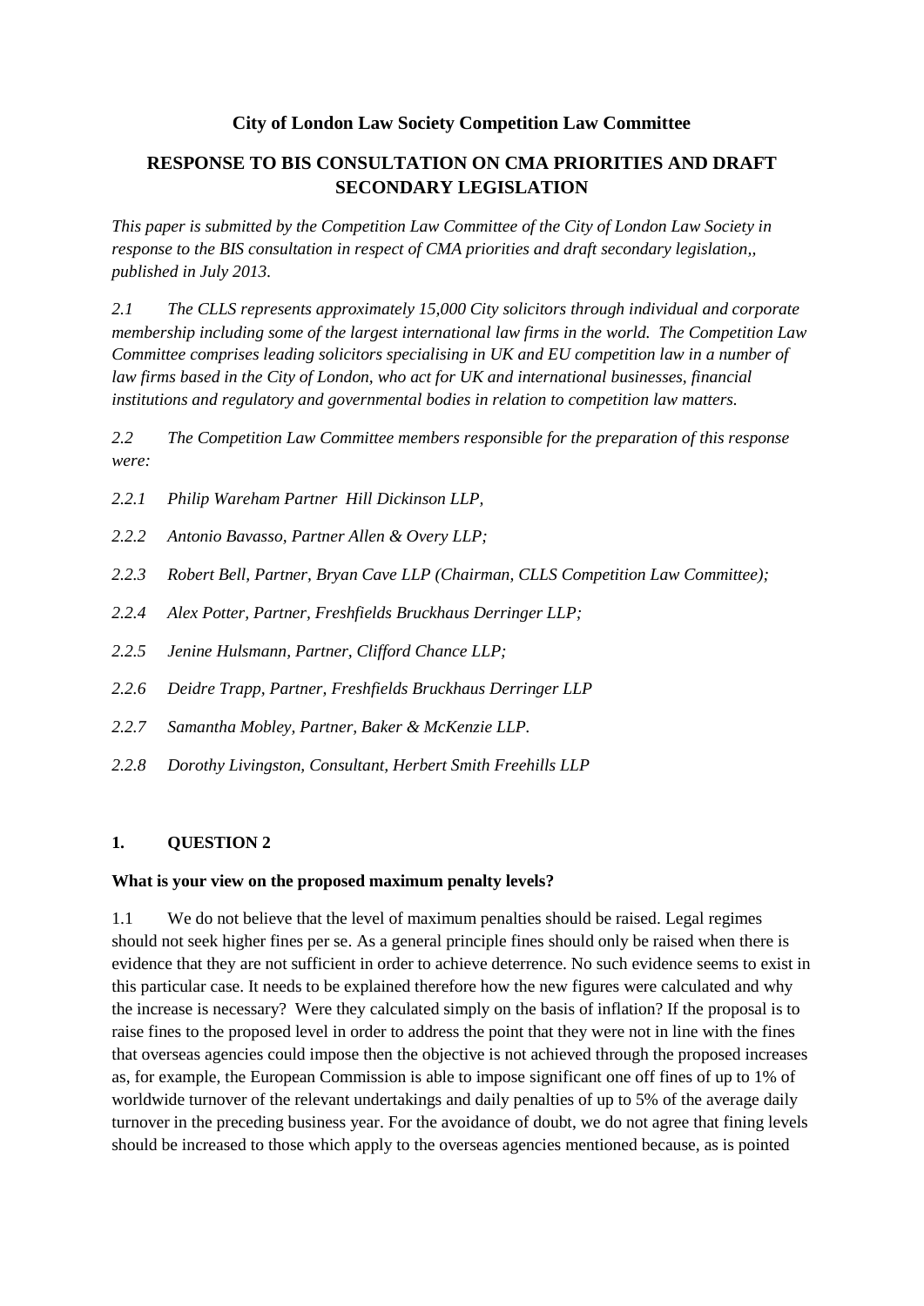**City of London Law Society Competition Law Committee**

**RESPONSE TO BIS CONSULTATION ON CMA PRIORITIES AND DRAFT SECONDARY LEGISLATION**

*This paper is submitted by the Competition Law Committee of the City of London Law Society in response to the BIS consultation in respect of CMA priorities and draft secondary legislation,, published in July 2013.*

*2.1 The CLLS represents approximately 15,000 City solicitors through individual and corporate membership including some of the largest international law firms in the world. The Competition Law Committee comprises leading solicitors specialising in UK and EU competition law in a number of law firms based in the City of London, who act for UK and international businesses, financial institutions and regulatory and governmental bodies in relation to competition law matters.*

*2.2 The Competition Law Committee members responsible for the preparation of this response were:*

*2.2.1 Philip Wareham Partner Hill Dickinson LLP,*

*2.2.2 Antonio Bavasso, Partner Allen & Overy LLP;*

*2.2.3 Robert Bell, Partner, Bryan Cave LLP (Chairman, CLLS Competition Law Committee);*

*2.2.4 Alex Potter, Partner, Freshfields Bruckhaus Derringer LLP;*

*2.2.5 Jenine Hulsmann, Partner, Clifford Chance LLP;*

*2.2.6 Deidre Trapp, Partner, Freshfields Bruckhaus Derringer LLP*

*2.2.7 Samantha Mobley, Partner, Baker & McKenzie LLP.*

*2.2.8 Dorothy Livingston, Consultant, Herbert Smith Freehills LLP*

## 1. QUESTION 2

**What is your view on the proposed maximum penalty levels?**

1.1 We do not believe that the level of maximum penalties should be raised. Legal regimes should not seek higher fines per se. As a general principle fines should only be raised when there is evidence that they are not sufficient in order to achieve deterrence. No such evidence seems to exist in this particular case. It needs to be explained therefore how the new figures were calculated and why the increase is necessary? Were they calculated simply on the basis of inflation? If the proposal is to raise fines to the proposed level in order to address the point that they were not in line with the fines that overseas agencies could impose then the objective is not achieved through the proposed increases as, for example, the European Commission is able to impose significant one off fines of up to 1% of worldwide turnover of the relevant undertakings and daily penalties of up to 5% of the average daily turnover in the preceding business year. For the avoidance of doubt, we do not agree that fining levels should be increased to those which apply to the overseas agencies mentioned because, as is pointed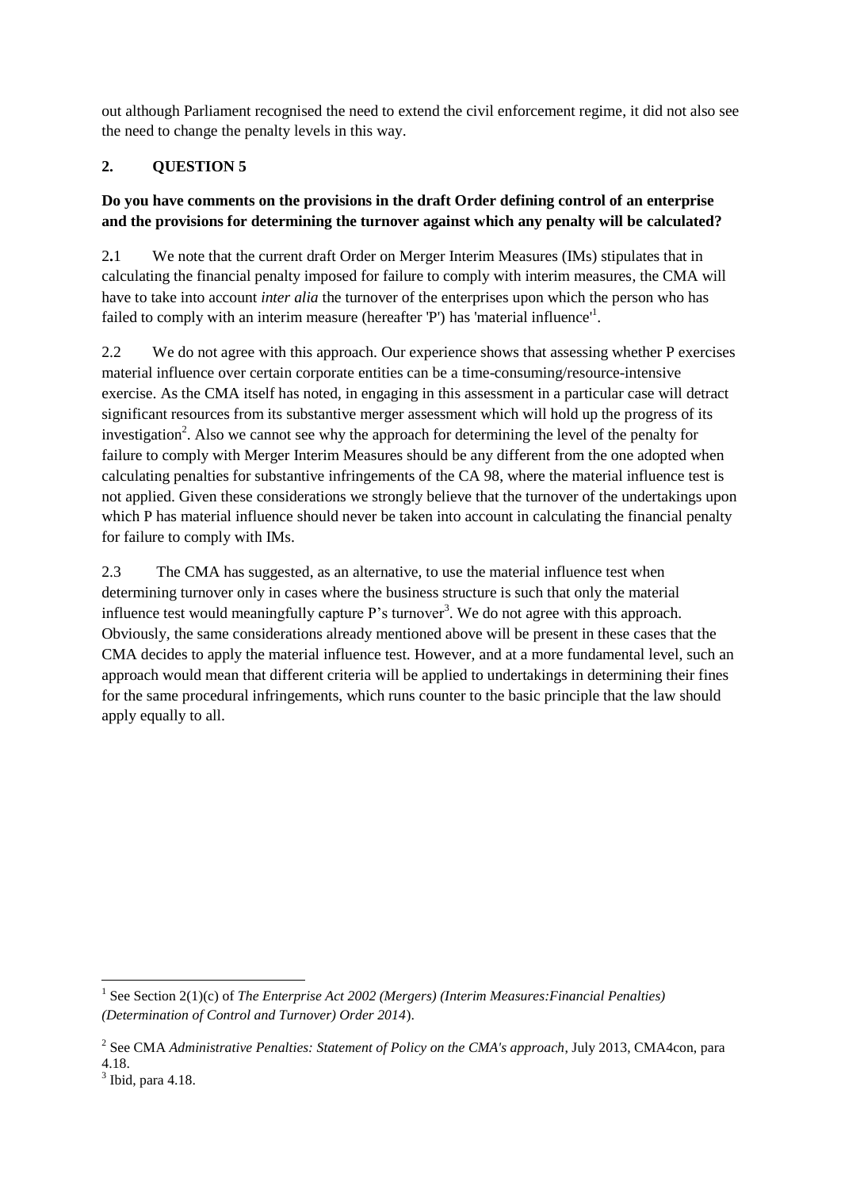out although Parliament recognised the need to extend the civil enforcement regime, it did not also see the need to change the penalty levels in this way.

## 2. QUESTION 5

**Do you have comments on the provisions in the draft Order defining control of an enterprise and the provisions for determining the turnover against which any penalty will be calculated?**

2.1 We note that the current draft Order on Merger Interim Measures (IMs) stipulates that in calculating the financial penalty imposed for failure to comply with interim measures, the CMA will have to take into account *inter alia* the turnover of the enterprises upon which the person who has failed to comply with an interim measure (hereafter 'P') has 'material influence'[1].

2.2 We do not agree with this approach. Our experience shows that assessing whether P exercises material influence over certain corporate entities can be a time-consuming/resource-intensive exercise. As the CMA itself has noted, in engaging in this assessment in a particular case will detract significant resources from its substantive merger assessment which will hold up the progress of its investigation[2]. Also we cannot see why the approach for determining the level of the penalty for failure to comply with Merger Interim Measures should be any different from the one adopted when calculating penalties for substantive infringements of the CA 98, where the material influence test is not applied. Given these considerations we strongly believe that the turnover of the undertakings upon which P has material influence should never be taken into account in calculating the financial penalty for failure to comply with IMs.

2.3 The CMA has suggested, as an alternative, to use the material influence test when determining turnover only in cases where the business structure is such that only the material influence test would meaningfully capture P's turnover[3]. We do not agree with this approach. Obviously, the same considerations already mentioned above will be present in these cases that the CMA decides to apply the material influence test. However, and at a more fundamental level, such an approach would mean that different criteria will be applied to undertakings in determining their fines for the same procedural infringements, which runs counter to the basic principle that the law should apply equally to all.

---

[1] See Section 2(1)(c) of *The Enterprise Act 2002 (Mergers) (Interim Measures:Financial Penalties) (Determination of Control and Turnover) Order 2014*).

[2] See CMA *Administrative Penalties: Statement of Policy on the CMA's approach*, July 2013, CMA4con, para 4.18.

[3] Ibid, para 4.18.